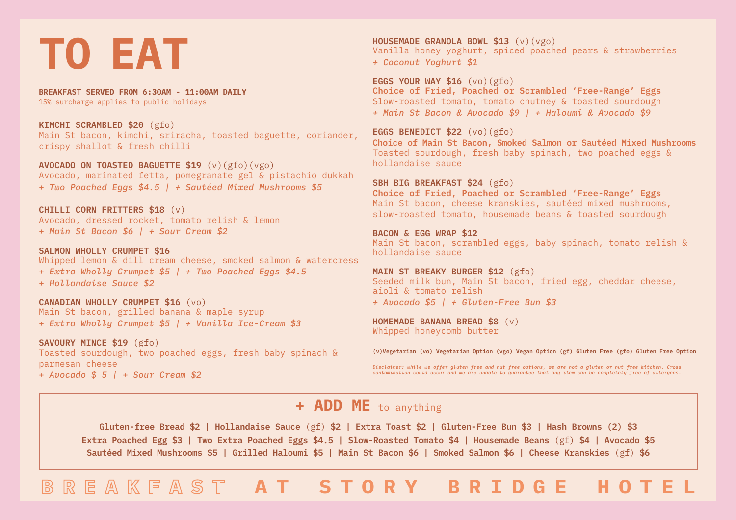# TO EAT

**BREAKFAST SERVED FROM 6:30AM - 11:00AM DAILY**
15% surcharge applies to public holidays

**KIMCHI SCRAMBLED $20** (gfo)
Main St bacon, kimchi, sriracha, toasted baguette, coriander, crispy shallot & fresh chilli

**AVOCADO ON TOASTED BAGUETTE $19** (v)(gfo)(vgo)
Avocado, marinated fetta, pomegranate gel & pistachio dukkah
*+ Two Poached Eggs $4.5 | + Sautéed Mixed Mushrooms $5*

**CHILLI CORN FRITTERS $18** (v)
Avocado, dressed rocket, tomato relish & lemon
*+ Main St Bacon $6 | + Sour Cream $2*

**SALMON WHOLLY CRUMPET $16**
Whipped lemon & dill cream cheese, smoked salmon & watercress
*+ Extra Wholly Crumpet $5 | + Two Poached Eggs $4.5*
*+ Hollandaise Sauce $2*

**CANADIAN WHOLLY CRUMPET $16** (vo)
Main St bacon, grilled banana & maple syrup
*+ Extra Wholly Crumpet $5 | + Vanilla Ice-Cream $3*

**SAVOURY MINCE $19** (gfo)
Toasted sourdough, two poached eggs, fresh baby spinach & parmesan cheese
*+ Avocado $ 5 | + Sour Cream $2*

**HOUSEMADE GRANOLA BOWL $13** (v)(vgo)
Vanilla honey yoghurt, spiced poached pears & strawberries
*+ Coconut Yoghurt $1*

**EGGS YOUR WAY $16** (vo)(gfo)
**Choice of Fried, Poached or Scrambled 'Free-Range' Eggs**
Slow-roasted tomato, tomato chutney & toasted sourdough
*+ Main St Bacon & Avocado $9 | + Haloumi & Avocado $9*

**EGGS BENEDICT $22** (vo)(gfo)
**Choice of Main St Bacon, Smoked Salmon or Sautéed Mixed Mushrooms**
Toasted sourdough, fresh baby spinach, two poached eggs & hollandaise sauce

**SBH BIG BREAKFAST $24** (gfo)
**Choice of Fried, Poached or Scrambled 'Free-Range' Eggs**
Main St bacon, cheese kranskies, sautéed mixed mushrooms, slow-roasted tomato, housemade beans & toasted sourdough

**BACON & EGG WRAP $12**
Main St bacon, scrambled eggs, baby spinach, tomato relish & hollandaise sauce

**MAIN ST BREAKY BURGER $12** (gfo)
Seeded milk bun, Main St bacon, fried egg, cheddar cheese, aioli & tomato relish
*+ Avocado $5 | + Gluten-Free Bun $3*

**HOMEMADE BANANA BREAD $8** (v)
Whipped honeycomb butter

**(v)Vegetarian (vo) Vegetarian Option (vgo) Vegan Option (gf) Gluten Free (gfo) Gluten Free Option**

*Disclaimer: while we offer gluten free and nut free options, we are not a gluten or nut free kitchen. Cross contamination could occur and we are unable to guarantee that any item can be completely free of allergens.*

## + ADD ME to anything

**Gluten-free Bread $2 | Hollandaise Sauce** (gf) **$2 | Extra Toast $2 | Gluten-Free Bun $3 | Hash Browns (2) $3**
**Extra Poached Egg $3 | Two Extra Poached Eggs $4.5 | Slow-Roasted Tomato $4 | Housemade Beans** (gf) **$4 | Avocado $5**
**Sautéed Mixed Mushrooms $5 | Grilled Haloumi $5 | Main St Bacon $6 | Smoked Salmon $6 | Cheese Kranskies** (gf) **$6**

BREAKFAST **AT STORY BRIDGE HOTEL**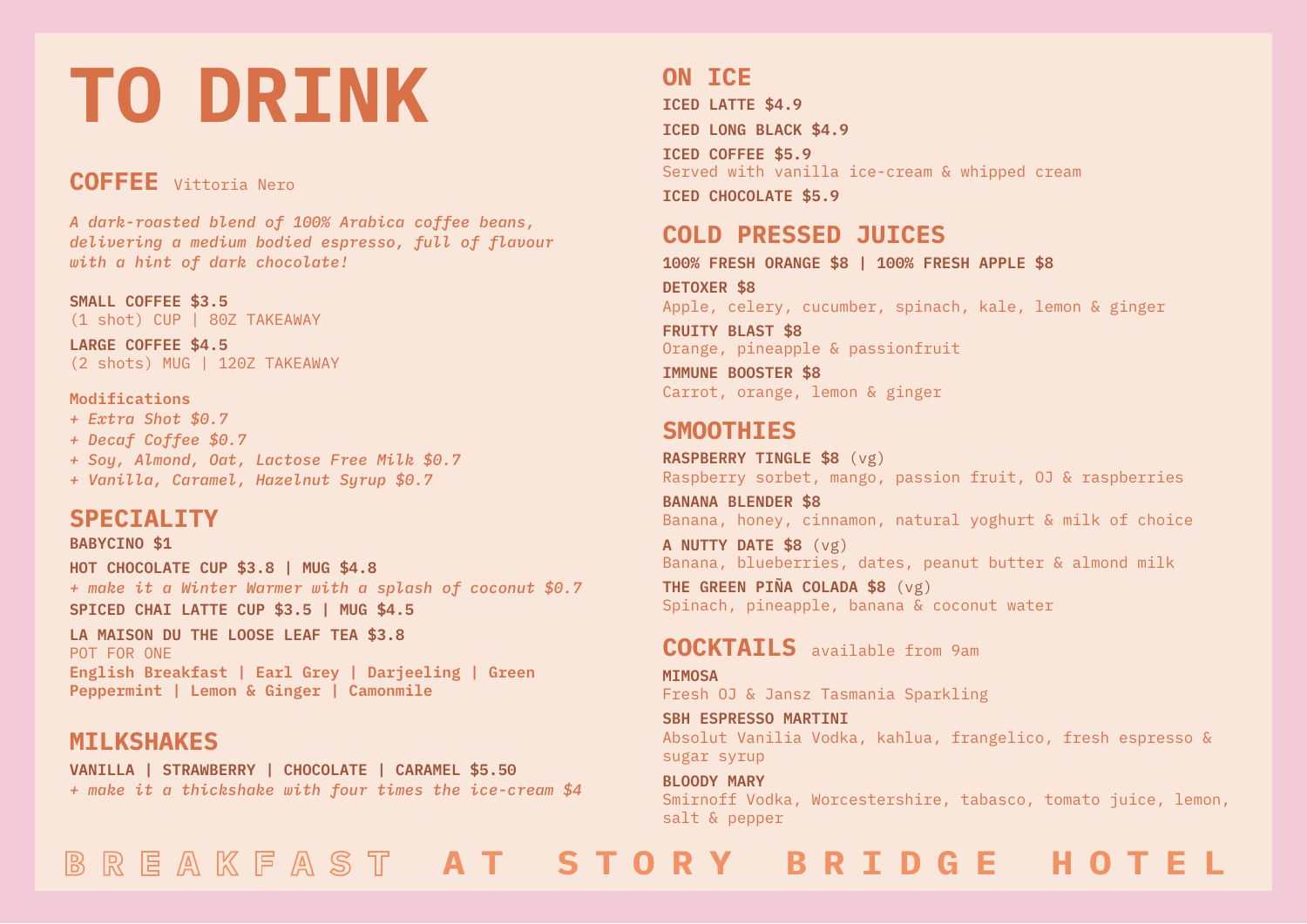# TO DRINK

## COFFEE Vittoria Nero

*A dark-roasted blend of 100% Arabica coffee beans, delivering a medium bodied espresso, full of flavour with a hint of dark chocolate!*

**SMALL COFFEE $3.5**
(1 shot) CUP | 8OZ TAKEAWAY

**LARGE COFFEE $4.5**
(2 shots) MUG | 12OZ TAKEAWAY

**Modifications**
*+ Extra Shot $0.7*
*+ Decaf Coffee $0.7*
*+ Soy, Almond, Oat, Lactose Free Milk $0.7*
*+ Vanilla, Caramel, Hazelnut Syrup $0.7*

## SPECIALITY

**BABYCINO $1**

**HOT CHOCOLATE CUP $3.8 | MUG $4.8**
*+ make it a Winter Warmer with a splash of coconut $0.7*

**SPICED CHAI LATTE CUP $3.5 | MUG $4.5**

**LA MAISON DU THE LOOSE LEAF TEA $3.8**
POT FOR ONE
**English Breakfast | Earl Grey | Darjeeling | Green Peppermint | Lemon & Ginger | Camonmile**

## MILKSHAKES

**VANILLA | STRAWBERRY | CHOCOLATE | CARAMEL $5.50**
*+ make it a thickshake with four times the ice-cream $4*

## ON ICE

**ICED LATTE $4.9**

**ICED LONG BLACK $4.9**

**ICED COFFEE $5.9**
Served with vanilla ice-cream & whipped cream

**ICED CHOCOLATE $5.9**

## COLD PRESSED JUICES

**100% FRESH ORANGE $8 | 100% FRESH APPLE $8**

**DETOXER $8**
Apple, celery, cucumber, spinach, kale, lemon & ginger

**FRUITY BLAST $8**
Orange, pineapple & passionfruit

**IMMUNE BOOSTER $8**
Carrot, orange, lemon & ginger

## SMOOTHIES

**RASPBERRY TINGLE $8** (vg)
Raspberry sorbet, mango, passion fruit, OJ & raspberries

**BANANA BLENDER $8**
Banana, honey, cinnamon, natural yoghurt & milk of choice

**A NUTTY DATE $8** (vg)
Banana, blueberries, dates, peanut butter & almond milk

**THE GREEN PIÑA COLADA $8** (vg)
Spinach, pineapple, banana & coconut water

## COCKTAILS available from 9am

**MIMOSA**
Fresh OJ & Jansz Tasmania Sparkling

**SBH ESPRESSO MARTINI**
Absolut Vanilia Vodka, kahlua, frangelico, fresh espresso & sugar syrup

**BLOODY MARY**
Smirnoff Vodka, Worcestershire, tabasco, tomato juice, lemon, salt & pepper

BREAKFAST **AT STORY BRIDGE HOTEL**